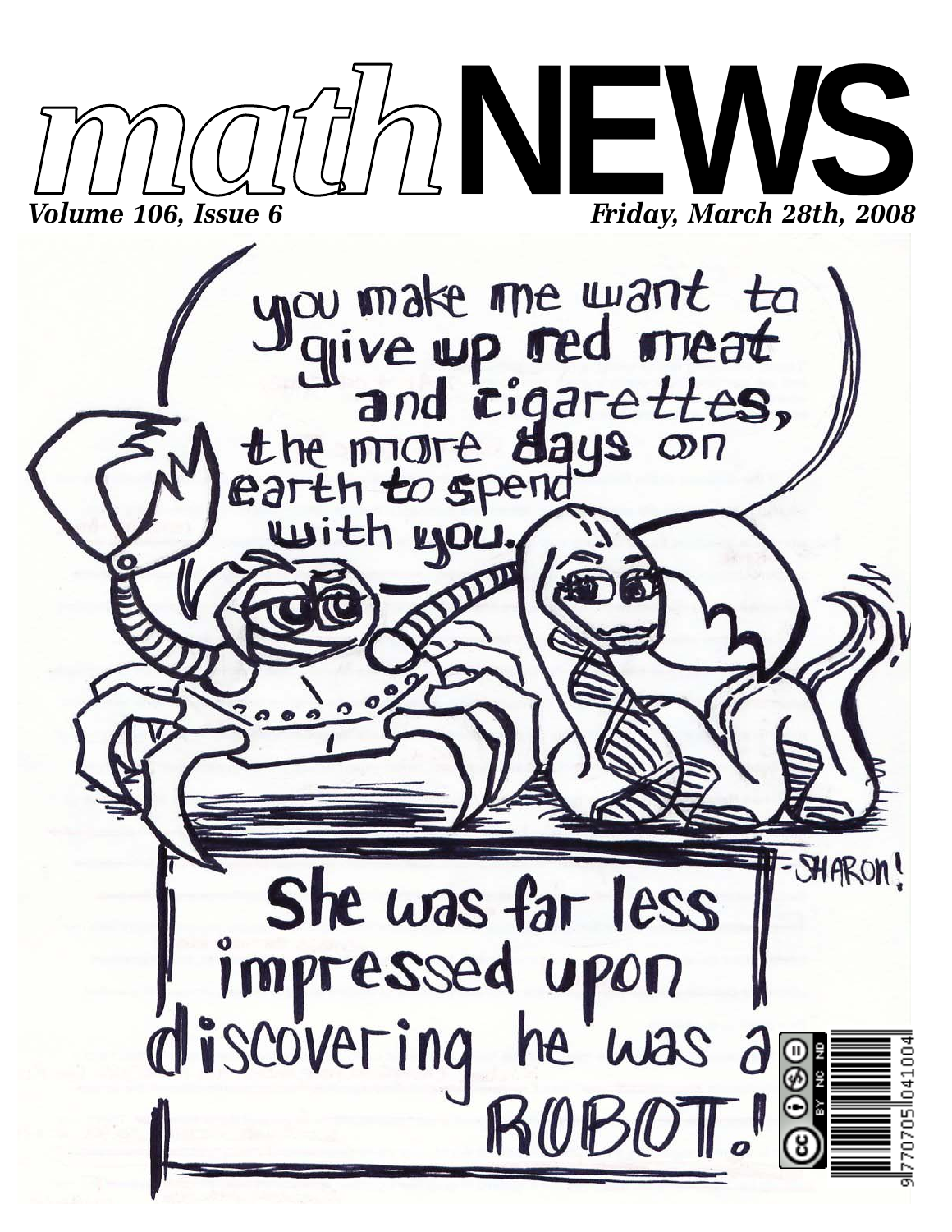# mathNEWS

*Volume 106, Issue 6* *Friday, March 28th, 2008*

you make me want to give up red meat and cigarettes, the more days on earth to spend with you.

She was far less impressed upon discovering he was a ROBOT!

-SHARON!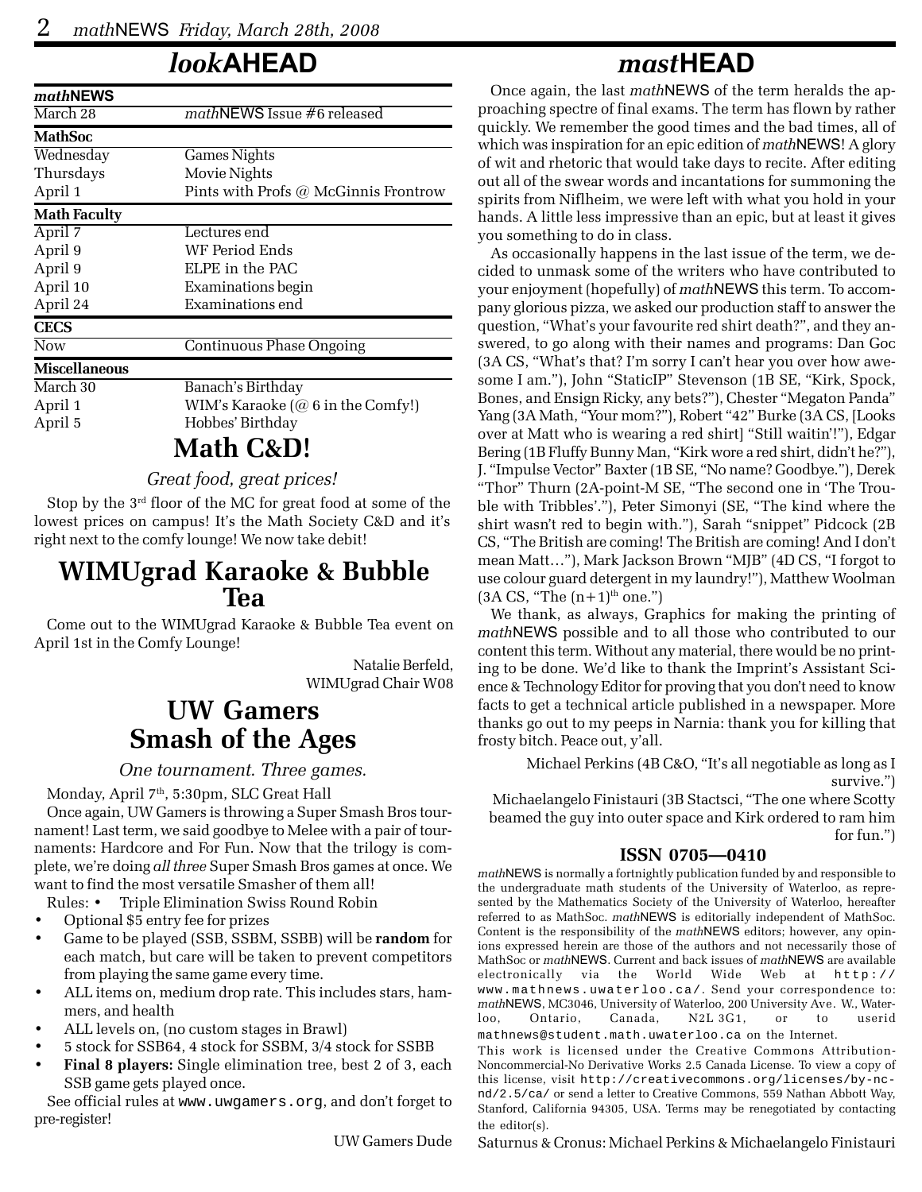# *look*AHEAD

| ***math*NEWS** | |
|---|---|
| March 28 | *math*NEWS Issue #6 released |
| **MathSoc** | |
| Wednesday | Games Nights |
| Thursdays | Movie Nights |
| April 1 | Pints with Profs @ McGinnis Frontrow |
| **Math Faculty** | |
| April 7 | Lectures end |
| April 9 | WF Period Ends |
| April 9 | ELPE in the PAC |
| April 10 | Examinations begin |
| April 24 | Examinations end |
| **CECS** | |
| Now | Continuous Phase Ongoing |
| **Miscellaneous** | |
| March 30 | Banach's Birthday |
| April 1 | WIM's Karaoke (@ 6 in the Comfy!) |
| April 5 | Hobbes' Birthday |

## Math C&D!

*Great food, great prices!*

Stop by the 3rd floor of the MC for great food at some of the lowest prices on campus! It's the Math Society C&D and it's right next to the comfy lounge! We now take debit!

## WIMUgrad Karaoke & Bubble Tea

Come out to the WIMUgrad Karaoke & Bubble Tea event on April 1st in the Comfy Lounge!

Natalie Berfeld,
WIMUgrad Chair W08

## UW Gamers Smash of the Ages

*One tournament. Three games.*

Monday, April 7th, 5:30pm, SLC Great Hall

Once again, UW Gamers is throwing a Super Smash Bros tournament! Last term, we said goodbye to Melee with a pair of tournaments: Hardcore and For Fun. Now that the trilogy is complete, we're doing *all three* Super Smash Bros games at once. We want to find the most versatile Smasher of them all!

Rules:
- Triple Elimination Swiss Round Robin
- Optional $5 entry fee for prizes
- Game to be played (SSB, SSBM, SSBB) will be **random** for each match, but care will be taken to prevent competitors from playing the same game every time.
- ALL items on, medium drop rate. This includes stars, hammers, and health
- ALL levels on, (no custom stages in Brawl)
- 5 stock for SSB64, 4 stock for SSBM, 3/4 stock for SSBB
- **Final 8 players:** Single elimination tree, best 2 of 3, each SSB game gets played once.

See official rules at www.uwgamers.org, and don't forget to pre-register!

UW Gamers Dude

# *mast*HEAD

Once again, the last *math*NEWS of the term heralds the approaching spectre of final exams. The term has flown by rather quickly. We remember the good times and the bad times, all of which was inspiration for an epic edition of *math*NEWS! A glory of wit and rhetoric that would take days to recite. After editing out all of the swear words and incantations for summoning the spirits from Niflheim, we were left with what you hold in your hands. A little less impressive than an epic, but at least it gives you something to do in class.

As occasionally happens in the last issue of the term, we decided to unmask some of the writers who have contributed to your enjoyment (hopefully) of *math*NEWS this term. To accompany glorious pizza, we asked our production staff to answer the question, "What's your favourite red shirt death?", and they answered, to go along with their names and programs: Dan Goc (3A CS, "What's that? I'm sorry I can't hear you over how awesome I am."), John "StaticIP" Stevenson (1B SE, "Kirk, Spock, Bones, and Ensign Ricky, any bets?"), Chester "Megaton Panda" Yang (3A Math, "Your mom?"), Robert "42" Burke (3A CS, [Looks over at Matt who is wearing a red shirt] "Still waitin'!"), Edgar Bering (1B Fluffy Bunny Man, "Kirk wore a red shirt, didn't he?"), J. "Impulse Vector" Baxter (1B SE, "No name? Goodbye."), Derek "Thor" Thurn (2A-point-M SE, "The second one in 'The Trouble with Tribbles'."), Peter Simonyi (SE, "The kind where the shirt wasn't red to begin with."), Sarah "snippet" Pidcock (2B CS, "The British are coming! The British are coming! And I don't mean Matt…"), Mark Jackson Brown "MJB" (4D CS, "I forgot to use colour guard detergent in my laundry!"), Matthew Woolman (3A CS, "The $(n+1)^{th}$ one.")

We thank, as always, Graphics for making the printing of *math*NEWS possible and to all those who contributed to our content this term. Without any material, there would be no printing to be done. We'd like to thank the Imprint's Assistant Science & Technology Editor for proving that you don't need to know facts to get a technical article published in a newspaper. More thanks go out to my peeps in Narnia: thank you for killing that frosty bitch. Peace out, y'all.

Michael Perkins (4B C&O, "It's all negotiable as long as I survive.")

Michaelangelo Finistauri (3B Stactsci, "The one where Scotty beamed the guy into outer space and Kirk ordered to ram him for fun.")

### ISSN 0705—0410

*math*NEWS is normally a fortnightly publication funded by and responsible to the undergraduate math students of the University of Waterloo, as represented by the Mathematics Society of the University of Waterloo, hereafter referred to as MathSoc. *math*NEWS is editorially independent of MathSoc. Content is the responsibility of the *math*NEWS editors; however, any opinions expressed herein are those of the authors and not necessarily those of MathSoc or *math*NEWS. Current and back issues of *math*NEWS are available electronically via the World Wide Web at http://www.mathnews.uwaterloo.ca/. Send your correspondence to: *math*NEWS, MC3046, University of Waterloo, 200 University Ave. W., Waterloo, Ontario, Canada, N2L 3G1, or to userid mathnews@student.math.uwaterloo.ca on the Internet.

This work is licensed under the Creative Commons Attribution-Noncommercial-No Derivative Works 2.5 Canada License. To view a copy of this license, visit http://creativecommons.org/licenses/by-nc-nd/2.5/ca/ or send a letter to Creative Commons, 559 Nathan Abbott Way, Stanford, California 94305, USA. Terms may be renegotiated by contacting the editor(s).

Saturnus & Cronus: Michael Perkins & Michaelangelo Finistauri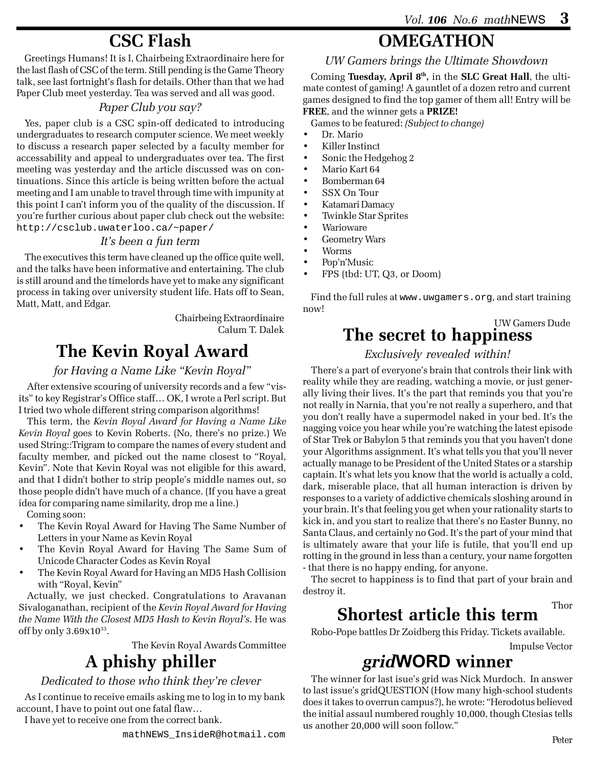# CSC Flash

Greetings Humans! It is I, Chairbeing Extraordinaire here for the last flash of CSC of the term. Still pending is the Game Theory talk, see last fortnight's flash for details. Other than that we had Paper Club meet yesterday. Tea was served and all was good.

*Paper Club you say?*

Yes, paper club is a CSC spin-off dedicated to introducing undergraduates to research computer science. We meet weekly to discuss a research paper selected by a faculty member for accessability and appeal to undergraduates over tea. The first meeting was yesterday and the article discussed was on continuations. Since this article is being written before the actual meeting and I am unable to travel through time with impunity at this point I can't inform you of the quality of the discussion. If you're further curious about paper club check out the website: `http://csclub.uwaterloo.ca/~paper/`

*It's been a fun term*

The executives this term have cleaned up the office quite well, and the talks have been informative and entertaining. The club is still around and the timelords have yet to make any significant process in taking over university student life. Hats off to Sean, Matt, Matt, and Edgar.

Chairbeing Extraordinaire
Calum T. Dalek

# The Kevin Royal Award

*for Having a Name Like "Kevin Royal"*

After extensive scouring of university records and a few "visits" to key Registrar's Office staff… OK, I wrote a Perl script. But I tried two whole different string comparison algorithms!

This term, the *Kevin Royal Award for Having a Name Like Kevin Royal* goes to Kevin Roberts. (No, there's no prize.) We used String::Trigram to compare the names of every student and faculty member, and picked out the name closest to "Royal, Kevin". Note that Kevin Royal was not eligible for this award, and that I didn't bother to strip people's middle names out, so those people didn't have much of a chance. (If you have a great idea for comparing name similarity, drop me a line.)

Coming soon:

- The Kevin Royal Award for Having The Same Number of Letters in your Name as Kevin Royal
- The Kevin Royal Award for Having The Same Sum of Unicode Character Codes as Kevin Royal
- The Kevin Royal Award for Having an MD5 Hash Collision with "Royal, Kevin"

Actually, we just checked. Congratulations to Aravanan Sivaloganathan, recipient of the *Kevin Royal Award for Having the Name With the Closest MD5 Hash to Kevin Royal's*. He was off by only $3.69 \times 10^{33}$.

The Kevin Royal Awards Committee

# A phishy philler

*Dedicated to those who think they're clever*

As I continue to receive emails asking me to log in to my bank account, I have to point out one fatal flaw…

I have yet to receive one from the correct bank.

mathNEWS_InsideR@hotmail.com

# OMEGATHON

*UW Gamers brings the Ultimate Showdown*

Coming **Tuesday, April 8th**, in the **SLC Great Hall**, the ultimate contest of gaming! A gauntlet of a dozen retro and current games designed to find the top gamer of them all! Entry will be **FREE**, and the winner gets a **PRIZE!**

Games to be featured: *(Subject to change)*

- Dr. Mario
- Killer Instinct
- Sonic the Hedgehog 2
- Mario Kart 64
- Bomberman 64
- SSX On Tour
- Katamari Damacy
- Twinkle Star Sprites
- Warioware
- Geometry Wars
- Worms
- Pop'n'Music
- FPS (tbd: UT, Q3, or Doom)

Find the full rules at `www.uwgamers.org`, and start training now!

UW Gamers Dude

# The secret to happiness

*Exclusively revealed within!*

There's a part of everyone's brain that controls their link with reality while they are reading, watching a movie, or just generally living their lives. It's the part that reminds you that you're not really in Narnia, that you're not really a superhero, and that you don't really have a supermodel naked in your bed. It's the nagging voice you hear while you're watching the latest episode of Star Trek or Babylon 5 that reminds you that you haven't done your Algorithms assignment. It's what tells you that you'll never actually manage to be President of the United States or a starship captain. It's what lets you know that the world is actually a cold, dark, miserable place, that all human interaction is driven by responses to a variety of addictive chemicals sloshing around in your brain. It's that feeling you get when your rationality starts to kick in, and you start to realize that there's no Easter Bunny, no Santa Claus, and certainly no God. It's the part of your mind that is ultimately aware that your life is futile, that you'll end up rotting in the ground in less than a century, your name forgotten - that there is no happy ending, for anyone.

The secret to happiness is to find that part of your brain and destroy it.

Thor

# Shortest article this term

Robo-Pope battles Dr Zoidberg this Friday. Tickets available.

Impulse Vector

# *grid*WORD winner

The winner for last isue's grid was Nick Murdoch. In answer to last issue's gridQUESTION (How many high-school students does it takes to overrun campus?), he wrote: "Herodotus believed the initial assaul numbered roughly 10,000, though Ctesias tells us another 20,000 will soon follow."

Peter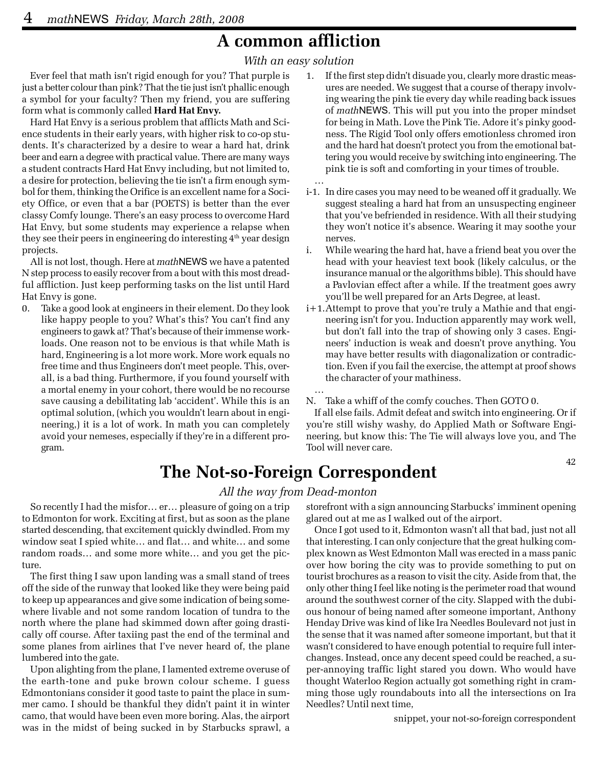# A common affliction

*With an easy solution*

Ever feel that math isn't rigid enough for you? That purple is just a better colour than pink? That the tie just isn't phallic enough a symbol for your faculty? Then my friend, you are suffering form what is commonly called **Hard Hat Envy.**

Hard Hat Envy is a serious problem that afflicts Math and Science students in their early years, with higher risk to co-op students. It's characterized by a desire to wear a hard hat, drink beer and earn a degree with practical value. There are many ways a student contracts Hard Hat Envy including, but not limited to, a desire for protection, believing the tie isn't a firm enough symbol for them, thinking the Orifice is an excellent name for a Society Office, or even that a bar (POETS) is better than the ever classy Comfy lounge. There's an easy process to overcome Hard Hat Envy, but some students may experience a relapse when they see their peers in engineering do interesting 4th year design projects.

All is not lost, though. Here at *math*NEWS we have a patented N step process to easily recover from a bout with this most dreadful affliction. Just keep performing tasks on the list until Hard Hat Envy is gone.

0. Take a good look at engineers in their element. Do they look like happy people to you? What's this? You can't find any engineers to gawk at? That's because of their immense workloads. One reason not to be envious is that while Math is hard, Engineering is a lot more work. More work equals no free time and thus Engineers don't meet people. This, overall, is a bad thing. Furthermore, if you found yourself with a mortal enemy in your cohort, there would be no recourse save causing a debilitating lab 'accident'. While this is an optimal solution, (which you wouldn't learn about in engineering,) it is a lot of work. In math you can completely avoid your nemeses, especially if they're in a different program.

1. If the first step didn't disuade you, clearly more drastic measures are needed. We suggest that a course of therapy involving wearing the pink tie every day while reading back issues of *math*NEWS. This will put you into the proper mindset for being in Math. Love the Pink Tie. Adore it's pinky goodness. The Rigid Tool only offers emotionless chromed iron and the hard hat doesn't protect you from the emotional battering you would receive by switching into engineering. The pink tie is soft and comforting in your times of trouble.

…

i-1. In dire cases you may need to be weaned off it gradually. We suggest stealing a hard hat from an unsuspecting engineer that you've befriended in residence. With all their studying they won't notice it's absence. Wearing it may soothe your nerves.

i. While wearing the hard hat, have a friend beat you over the head with your heaviest text book (likely calculus, or the insurance manual or the algorithms bible). This should have a Pavlovian effect after a while. If the treatment goes awry you'll be well prepared for an Arts Degree, at least.

i+1. Attempt to prove that you're truly a Mathie and that engineering isn't for you. Induction apparently may work well, but don't fall into the trap of showing only 3 cases. Engineers' induction is weak and doesn't prove anything. You may have better results with diagonalization or contradiction. Even if you fail the exercise, the attempt at proof shows the character of your mathiness.

…

N. Take a whiff of the comfy couches. Then GOTO 0.

If all else fails. Admit defeat and switch into engineering. Or if you're still wishy washy, do Applied Math or Software Engineering, but know this: The Tie will always love you, and The Tool will never care.

42

# The Not-so-Foreign Correspondent

*All the way from Dead-monton*

So recently I had the misfor… er… pleasure of going on a trip to Edmonton for work. Exciting at first, but as soon as the plane started descending, that excitement quickly dwindled. From my window seat I spied white… and flat… and white… and some random roads… and some more white… and you get the picture.

The first thing I saw upon landing was a small stand of trees off the side of the runway that looked like they were being paid to keep up appearances and give some indication of being somewhere livable and not some random location of tundra to the north where the plane had skimmed down after going drastically off course. After taxiing past the end of the terminal and some planes from airlines that I've never heard of, the plane lumbered into the gate.

Upon alighting from the plane, I lamented extreme overuse of the earth-tone and puke brown colour scheme. I guess Edmontonians consider it good taste to paint the place in summer camo. I should be thankful they didn't paint it in winter camo, that would have been even more boring. Alas, the airport was in the midst of being sucked in by Starbucks sprawl, a storefront with a sign announcing Starbucks' imminent opening glared out at me as I walked out of the airport.

Once I got used to it, Edmonton wasn't all that bad, just not all that interesting. I can only conjecture that the great hulking complex known as West Edmonton Mall was erected in a mass panic over how boring the city was to provide something to put on tourist brochures as a reason to visit the city. Aside from that, the only other thing I feel like noting is the perimeter road that wound around the southwest corner of the city. Slapped with the dubious honour of being named after someone important, Anthony Henday Drive was kind of like Ira Needles Boulevard not just in the sense that it was named after someone important, but that it wasn't considered to have enough potential to require full interchanges. Instead, once any decent speed could be reached, a super-annoying traffic light stared you down. Who would have thought Waterloo Region actually got something right in cramming those ugly roundabouts into all the intersections on Ira Needles? Until next time,

snippet, your not-so-foreign correspondent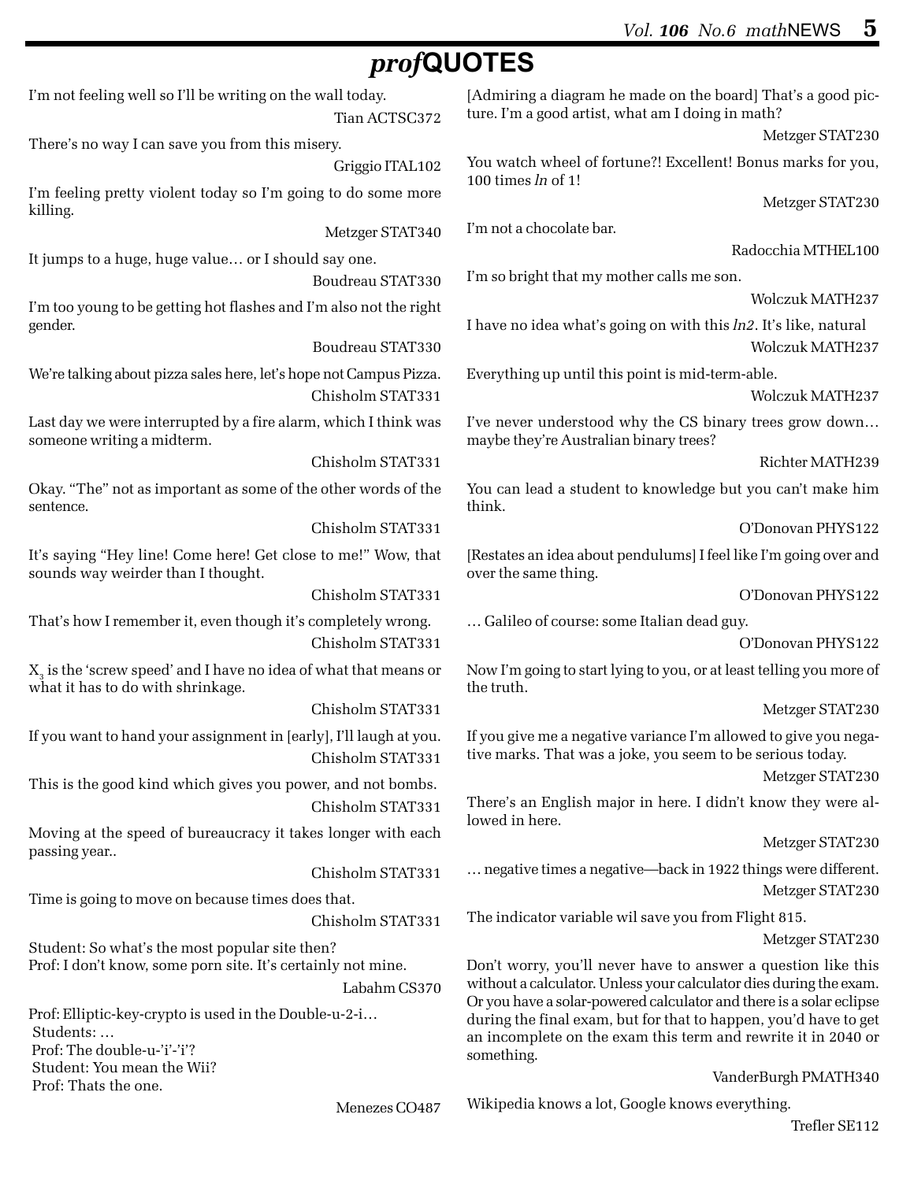# *prof*QUOTES

I'm not feeling well so I'll be writing on the wall today.

Tian ACTSC372

There's no way I can save you from this misery.

Griggio ITAL102

I'm feeling pretty violent today so I'm going to do some more killing.

Metzger STAT340

It jumps to a huge, huge value… or I should say one.

Boudreau STAT330

I'm too young to be getting hot flashes and I'm also not the right gender.

Boudreau STAT330

We're talking about pizza sales here, let's hope not Campus Pizza.

Chisholm STAT331

Last day we were interrupted by a fire alarm, which I think was someone writing a midterm.

Chisholm STAT331

Okay. "The" not as important as some of the other words of the sentence.

Chisholm STAT331

It's saying "Hey line! Come here! Get close to me!" Wow, that sounds way weirder than I thought.

Chisholm STAT331

That's how I remember it, even though it's completely wrong.

Chisholm STAT331

$X_3$ is the 'screw speed' and I have no idea of what that means or what it has to do with shrinkage.

Chisholm STAT331

If you want to hand your assignment in [early], I'll laugh at you.

Chisholm STAT331

This is the good kind which gives you power, and not bombs.

Chisholm STAT331

Moving at the speed of bureaucracy it takes longer with each passing year..

Chisholm STAT331

Time is going to move on because times does that.

Chisholm STAT331

Student: So what's the most popular site then?
Prof: I don't know, some porn site. It's certainly not mine.

Labahm CS370

Prof: Elliptic-key-crypto is used in the Double-u-2-i…
Students: …
Prof: The double-u-'i'-'i'?
Student: You mean the Wii?
Prof: Thats the one.

Menezes CO487

[Admiring a diagram he made on the board] That's a good picture. I'm a good artist, what am I doing in math?

Metzger STAT230

You watch wheel of fortune?! Excellent! Bonus marks for you, 100 times *ln* of 1!

Metzger STAT230

I'm not a chocolate bar.

Radocchia MTHEL100

I'm so bright that my mother calls me son.

Wolczuk MATH237

I have no idea what's going on with this *ln2*. It's like, natural

Wolczuk MATH237

Everything up until this point is mid-term-able.

Wolczuk MATH237

I've never understood why the CS binary trees grow down… maybe they're Australian binary trees?

Richter MATH239

You can lead a student to knowledge but you can't make him think.

O'Donovan PHYS122

[Restates an idea about pendulums] I feel like I'm going over and over the same thing.

O'Donovan PHYS122

… Galileo of course: some Italian dead guy.

O'Donovan PHYS122

Now I'm going to start lying to you, or at least telling you more of the truth.

Metzger STAT230

If you give me a negative variance I'm allowed to give you negative marks. That was a joke, you seem to be serious today.

Metzger STAT230

There's an English major in here. I didn't know they were allowed in here.

Metzger STAT230

… negative times a negative—back in 1922 things were different.

Metzger STAT230

The indicator variable wil save you from Flight 815.

Metzger STAT230

Don't worry, you'll never have to answer a question like this without a calculator. Unless your calculator dies during the exam. Or you have a solar-powered calculator and there is a solar eclipse during the final exam, but for that to happen, you'd have to get an incomplete on the exam this term and rewrite it in 2040 or something.

VanderBurgh PMATH340

Wikipedia knows a lot, Google knows everything.

Trefler SE112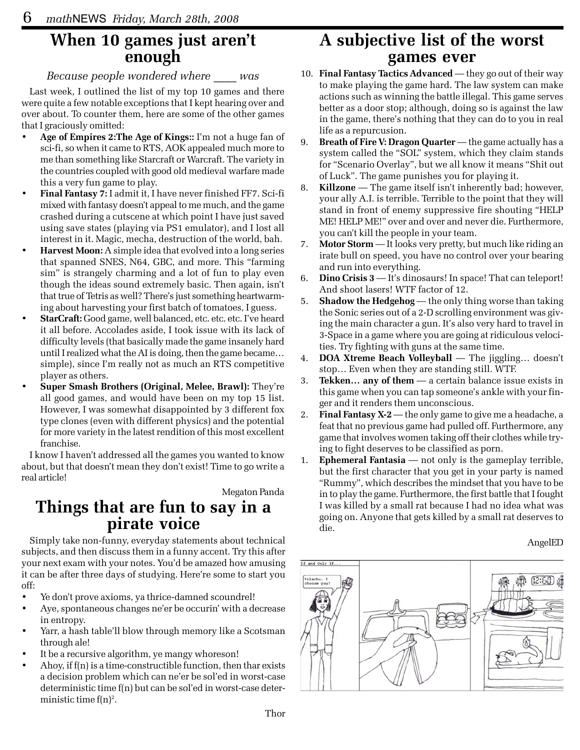# When 10 games just aren't enough

*Because people wondered where ____ was*

Last week, I outlined the list of my top 10 games and there were quite a few notable exceptions that I kept hearing over and over about. To counter them, here are some of the other games that I graciously omitted:

- **Age of Empires 2:The Age of Kings::** I'm not a huge fan of sci-fi, so when it came to RTS, AOK appealed much more to me than something like Starcraft or Warcraft. The variety in the countries coupled with good old medieval warfare made this a very fun game to play.
- **Final Fantasy 7:** I admit it, I have never finished FF7. Sci-fi mixed with fantasy doesn't appeal to me much, and the game crashed during a cutscene at which point I have just saved using save states (playing via PS1 emulator), and I lost all interest in it. Magic, mecha, destruction of the world, bah.
- **Harvest Moon:** A simple idea that evolved into a long series that spanned SNES, N64, GBC, and more. This "farming sim" is strangely charming and a lot of fun to play even though the ideas sound extremely basic. Then again, isn't that true of Tetris as well? There's just something heartwarming about harvesting your first batch of tomatoes, I guess.
- **StarCraft:** Good game, well balanced, etc. etc. etc. I've heard it all before. Accolades aside, I took issue with its lack of difficulty levels (that basically made the game insanely hard until I realized what the AI is doing, then the game became… simple), since I'm really not as much an RTS competitive player as others.
- **Super Smash Brothers (Original, Melee, Brawl):** They're all good games, and would have been on my top 15 list. However, I was somewhat disappointed by 3 different fox type clones (even with different physics) and the potential for more variety in the latest rendition of this most excellent franchise.

I know I haven't addressed all the games you wanted to know about, but that doesn't mean they don't exist! Time to go write a real article!

Megaton Panda

# Things that are fun to say in a pirate voice

Simply take non-funny, everyday statements about technical subjects, and then discuss them in a funny accent. Try this after your next exam with your notes. You'd be amazed how amusing it can be after three days of studying. Here're some to start you off:

- Ye don't prove axioms, ya thrice-damned scoundrel!
- Aye, spontaneous changes ne'er be occurin' with a decrease in entropy.
- Yarr, a hash table'll blow through memory like a Scotsman through ale!
- It be a recursive algorithm, ye mangy whoreson!
- Ahoy, if $f(n)$ is a time-constructible function, then thar exists a decision problem which can ne'er be sol'ed in worst-case deterministic time $f(n)$ but can be sol'ed in worst-case deterministic time $f(n)^2$.

Thor

# A subjective list of the worst games ever

10. **Final Fantasy Tactics Advanced** — they go out of their way to make playing the game hard. The law system can make actions such as winning the battle illegal. This game serves better as a door stop; although, doing so is against the law in the game, there's nothing that they can do to you in real life as a repurcusion.
9. **Breath of Fire V: Dragon Quarter** — the game actually has a system called the "SOL" system, which they claim stands for "Scenario Overlay", but we all know it means "Shit out of Luck". The game punishes you for playing it.
8. **Killzone** — The game itself isn't inherently bad; however, your ally A.I. is terrible. Terrible to the point that they will stand in front of enemy suppressive fire shouting "HELP ME! HELP ME!" over and over and never die. Furthermore, you can't kill the people in your team.
7. **Motor Storm** — It looks very pretty, but much like riding an irate bull on speed, you have no control over your bearing and run into everything.
6. **Dino Crisis 3** — It's dinosaurs! In space! That can teleport! And shoot lasers! WTF factor of 12.
5. **Shadow the Hedgehog** — the only thing worse than taking the Sonic series out of a 2-D scrolling environment was giving the main character a gun. It's also very hard to travel in 3-Space in a game where you are going at ridiculous velocities. Try fighting with guns at the same time.
4. **DOA Xtreme Beach Volleyball** — The jiggling… doesn't stop… Even when they are standing still. WTF.
3. **Tekken… any of them** — a certain balance issue exists in this game when you can tap someone's ankle with your finger and it renders them unconscious.
2. **Final Fantasy X-2** — the only game to give me a headache, a feat that no previous game had pulled off. Furthermore, any game that involves women taking off their clothes while trying to fight deserves to be classified as porn.
1. **Ephemeral Fantasia** — not only is the gameplay terrible, but the first character that you get in your party is named "Rummy", which describes the mindset that you have to be in to play the game. Furthermore, the first battle that I fought I was killed by a small rat because I had no idea what was going on. Anyone that gets killed by a small rat deserves to die.

AngelED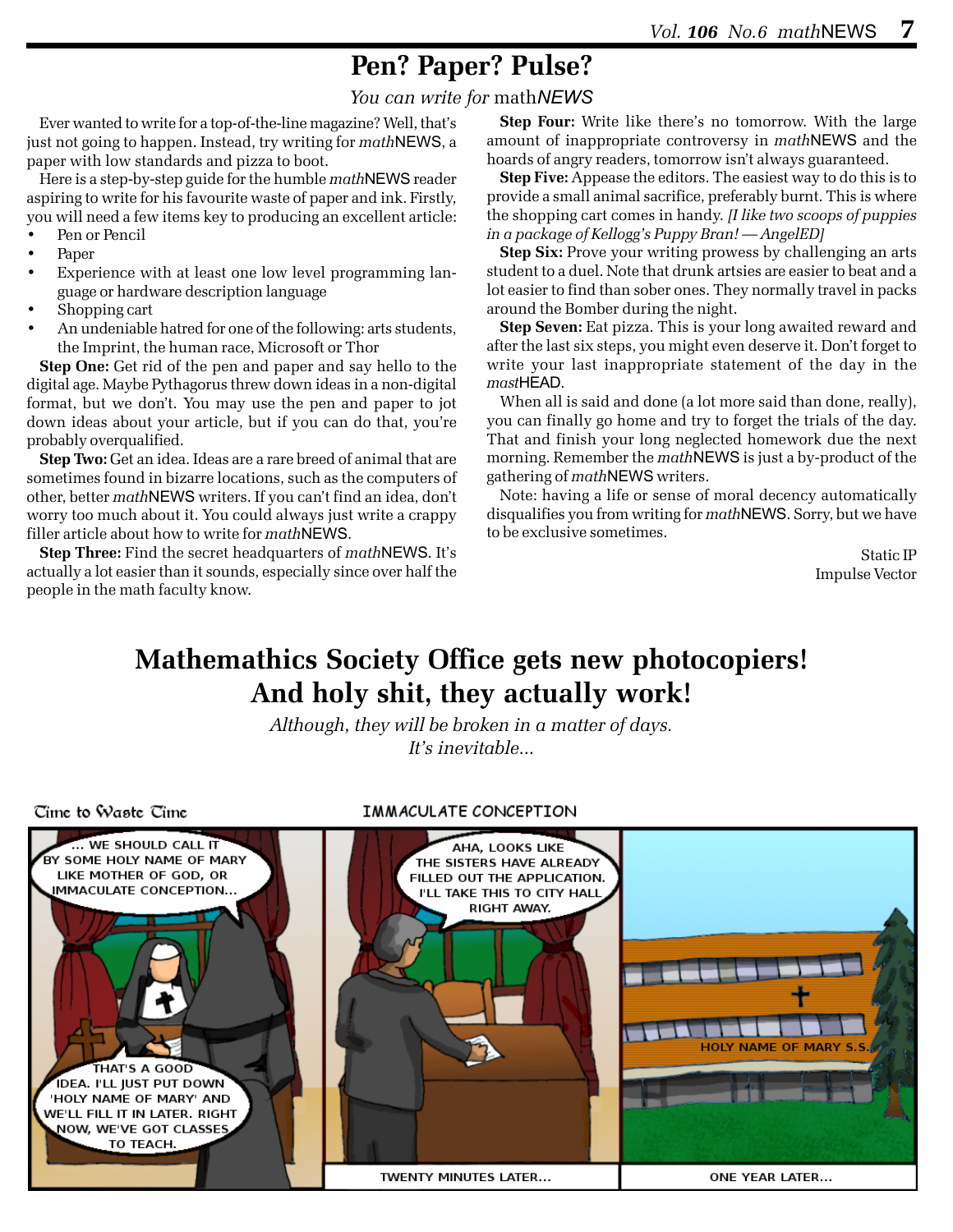# Pen? Paper? Pulse?

*You can write for* math*NEWS*

Ever wanted to write for a top-of-the-line magazine? Well, that's just not going to happen. Instead, try writing for *math*NEWS, a paper with low standards and pizza to boot.

Here is a step-by-step guide for the humble *math*NEWS reader aspiring to write for his favourite waste of paper and ink. Firstly, you will need a few items key to producing an excellent article:

- Pen or Pencil
- Paper
- Experience with at least one low level programming language or hardware description language
- Shopping cart
- An undeniable hatred for one of the following: arts students, the Imprint, the human race, Microsoft or Thor

**Step One:** Get rid of the pen and paper and say hello to the digital age. Maybe Pythagorus threw down ideas in a non-digital format, but we don't. You may use the pen and paper to jot down ideas about your article, but if you can do that, you're probably overqualified.

**Step Two:** Get an idea. Ideas are a rare breed of animal that are sometimes found in bizarre locations, such as the computers of other, better *math*NEWS writers. If you can't find an idea, don't worry too much about it. You could always just write a crappy filler article about how to write for *math*NEWS.

**Step Three:** Find the secret headquarters of *math*NEWS. It's actually a lot easier than it sounds, especially since over half the people in the math faculty know.

**Step Four:** Write like there's no tomorrow. With the large amount of inappropriate controversy in *math*NEWS and the hoards of angry readers, tomorrow isn't always guaranteed.

**Step Five:** Appease the editors. The easiest way to do this is to provide a small animal sacrifice, preferably burnt. This is where the shopping cart comes in handy. *[I like two scoops of puppies in a package of Kellogg's Puppy Bran! — AngelED]*

**Step Six:** Prove your writing prowess by challenging an arts student to a duel. Note that drunk artsies are easier to beat and a lot easier to find than sober ones. They normally travel in packs around the Bomber during the night.

**Step Seven:** Eat pizza. This is your long awaited reward and after the last six steps, you might even deserve it. Don't forget to write your last inappropriate statement of the day in the *mast*HEAD.

When all is said and done (a lot more said than done, really), you can finally go home and try to forget the trials of the day. That and finish your long neglected homework due the next morning. Remember the *math*NEWS is just a by-product of the gathering of *math*NEWS writers.

Note: having a life or sense of moral decency automatically disqualifies you from writing for *math*NEWS. Sorry, but we have to be exclusive sometimes.

Static IP
Impulse Vector

# Mathemathics Society Office gets new photocopiers! And holy shit, they actually work!

*Although, they will be broken in a matter of days. It's inevitable...*

Time to Waste Time

IMMACULATE CONCEPTION

... WE SHOULD CALL IT BY SOME HOLY NAME OF MARY LIKE MOTHER OF GOD, OR IMMACULATE CONCEPTION...

THAT'S A GOOD IDEA. I'LL JUST PUT DOWN 'HOLY NAME OF MARY' AND WE'LL FILL IT IN LATER. RIGHT NOW, WE'VE GOT CLASSES TO TEACH.

AHA, LOOKS LIKE THE SISTERS HAVE ALREADY FILLED OUT THE APPLICATION. I'LL TAKE THIS TO CITY HALL RIGHT AWAY.

TWENTY MINUTES LATER...

HOLY NAME OF MARY S.S.

ONE YEAR LATER...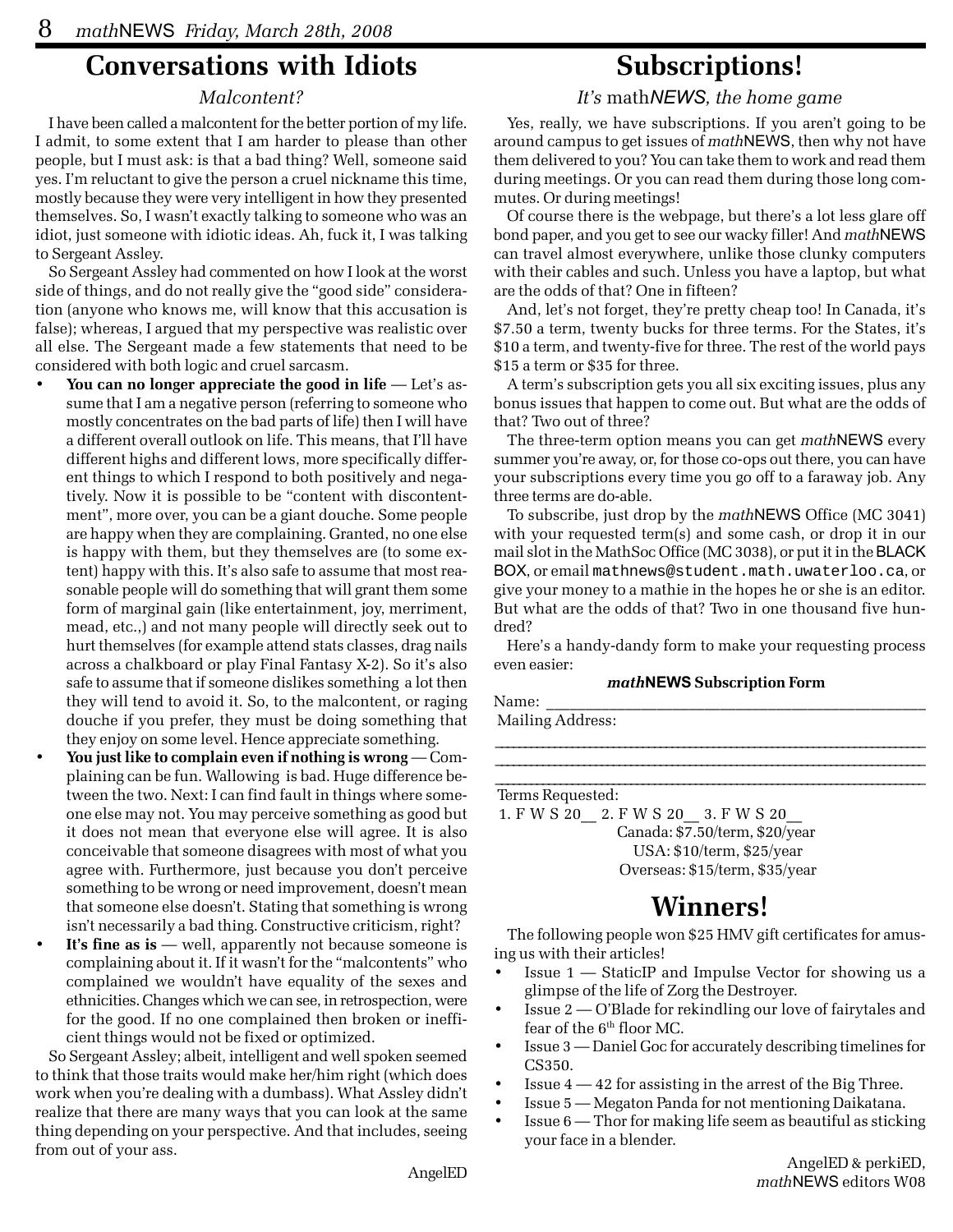# Conversations with Idiots

*Malcontent?*

I have been called a malcontent for the better portion of my life. I admit, to some extent that I am harder to please than other people, but I must ask: is that a bad thing? Well, someone said yes. I'm reluctant to give the person a cruel nickname this time, mostly because they were very intelligent in how they presented themselves. So, I wasn't exactly talking to someone who was an idiot, just someone with idiotic ideas. Ah, fuck it, I was talking to Sergeant Assley.

So Sergeant Assley had commented on how I look at the worst side of things, and do not really give the "good side" consideration (anyone who knows me, will know that this accusation is false); whereas, I argued that my perspective was realistic over all else. The Sergeant made a few statements that need to be considered with both logic and cruel sarcasm.

- **You can no longer appreciate the good in life** — Let's assume that I am a negative person (referring to someone who mostly concentrates on the bad parts of life) then I will have a different overall outlook on life. This means, that I'll have different highs and different lows, more specifically different things to which I respond to both positively and negatively. Now it is possible to be "content with discontentment", more over, you can be a giant douche. Some people are happy when they are complaining. Granted, no one else is happy with them, but they themselves are (to some extent) happy with this. It's also safe to assume that most reasonable people will do something that will grant them some form of marginal gain (like entertainment, joy, merriment, mead, etc.,) and not many people will directly seek out to hurt themselves (for example attend stats classes, drag nails across a chalkboard or play Final Fantasy X-2). So it's also safe to assume that if someone dislikes something a lot then they will tend to avoid it. So, to the malcontent, or raging douche if you prefer, they must be doing something that they enjoy on some level. Hence appreciate something.
- **You just like to complain even if nothing is wrong** — Complaining can be fun. Wallowing is bad. Huge difference between the two. Next: I can find fault in things where someone else may not. You may perceive something as good but it does not mean that everyone else will agree. It is also conceivable that someone disagrees with most of what you agree with. Furthermore, just because you don't perceive something to be wrong or need improvement, doesn't mean that someone else doesn't. Stating that something is wrong isn't necessarily a bad thing. Constructive criticism, right?
- **It's fine as is** — well, apparently not because someone is complaining about it. If it wasn't for the "malcontents" who complained we wouldn't have equality of the sexes and ethnicities. Changes which we can see, in retrospection, were for the good. If no one complained then broken or inefficient things would not be fixed or optimized.

So Sergeant Assley; albeit, intelligent and well spoken seemed to think that those traits would make her/him right (which does work when you're dealing with a dumbass). What Assley didn't realize that there are many ways that you can look at the same thing depending on your perspective. And that includes, seeing from out of your ass.

AngelED

# Subscriptions!

*It's* math*NEWS, the home game*

Yes, really, we have subscriptions. If you aren't going to be around campus to get issues of *math*NEWS, then why not have them delivered to you? You can take them to work and read them during meetings. Or you can read them during those long commutes. Or during meetings!

Of course there is the webpage, but there's a lot less glare off bond paper, and you get to see our wacky filler! And *math*NEWS can travel almost everywhere, unlike those clunky computers with their cables and such. Unless you have a laptop, but what are the odds of that? One in fifteen?

And, let's not forget, they're pretty cheap too! In Canada, it's $7.50 a term, twenty bucks for three terms. For the States, it's $10 a term, and twenty-five for three. The rest of the world pays $15 a term or $35 for three.

A term's subscription gets you all six exciting issues, plus any bonus issues that happen to come out. But what are the odds of that? Two out of three?

The three-term option means you can get *math*NEWS every summer you're away, or, for those co-ops out there, you can have your subscriptions every time you go off to a faraway job. Any three terms are do-able.

To subscribe, just drop by the *math*NEWS Office (MC 3041) with your requested term(s) and some cash, or drop it in our mail slot in the MathSoc Office (MC 3038), or put it in the BLACK BOX, or email `mathnews@student.math.uwaterloo.ca`, or give your money to a mathie in the hopes he or she is an editor. But what are the odds of that? Two in one thousand five hundred?

Here's a handy-dandy form to make your requesting process even easier:

***math*NEWS Subscription Form**

Name: ____________________________________________

Mailing Address:

____________________________________________________

____________________________________________________

____________________________________________________

Terms Requested:

1. F W S 20__ 2. F W S 20__ 3. F W S 20__

Canada: $7.50/term, $20/year

USA: $10/term, $25/year

Overseas: $15/term, $35/year

# Winners!

The following people won $25 HMV gift certificates for amusing us with their articles!

- Issue 1 — StaticIP and Impulse Vector for showing us a glimpse of the life of Zorg the Destroyer.
- Issue 2 — O'Blade for rekindling our love of fairytales and fear of the 6th floor MC.
- Issue 3 — Daniel Goc for accurately describing timelines for CS350.
- Issue 4 — 42 for assisting in the arrest of the Big Three.
- Issue 5 — Megaton Panda for not mentioning Daikatana.
- Issue 6 — Thor for making life seem as beautiful as sticking your face in a blender.

AngelED & perkiED,
*math*NEWS editors W08